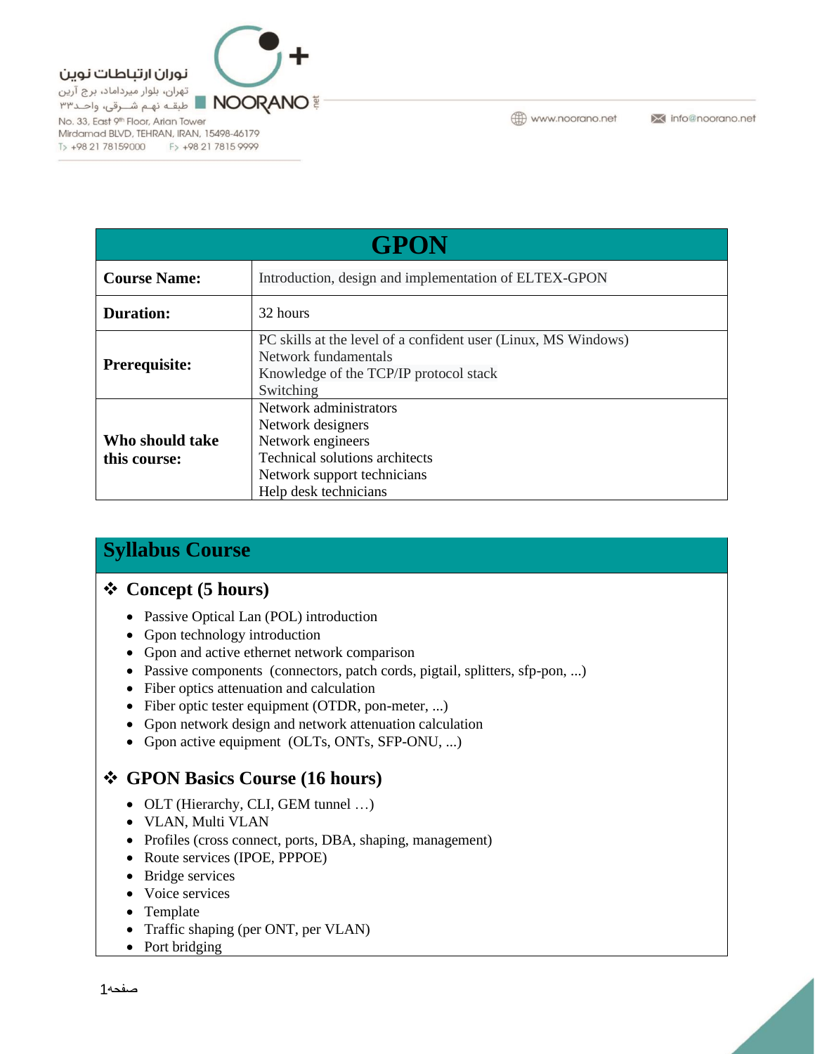# GPON

| | |
|---|---|
| **Course Name:** | Introduction, design and implementation of ELTEX-GPON |
| **Duration:** | 32 hours |
| **Prerequisite:** | PC skills at the level of a confident user (Linux, MS Windows)<br>Network fundamentals<br>Knowledge of the TCP/IP protocol stack<br>Switching |
| **Who should take this course:** | Network administrators<br>Network designers<br>Network engineers<br>Technical solutions architects<br>Network support technicians<br>Help desk technicians |

## Syllabus Course

### ❖ Concept (5 hours)

- Passive Optical Lan (POL) introduction
- Gpon technology introduction
- Gpon and active ethernet network comparison
- Passive components (connectors, patch cords, pigtail, splitters, sfp-pon, ...)
- Fiber optics attenuation and calculation
- Fiber optic tester equipment (OTDR, pon-meter, ...)
- Gpon network design and network attenuation calculation
- Gpon active equipment (OLTs, ONTs, SFP-ONU, ...)

### ❖ GPON Basics Course (16 hours)

- OLT (Hierarchy, CLI, GEM tunnel …)
- VLAN, Multi VLAN
- Profiles (cross connect, ports, DBA, shaping, management)
- Route services (IPOE, PPPOE)
- Bridge services
- Voice services
- Template
- Traffic shaping (per ONT, per VLAN)
- Port bridging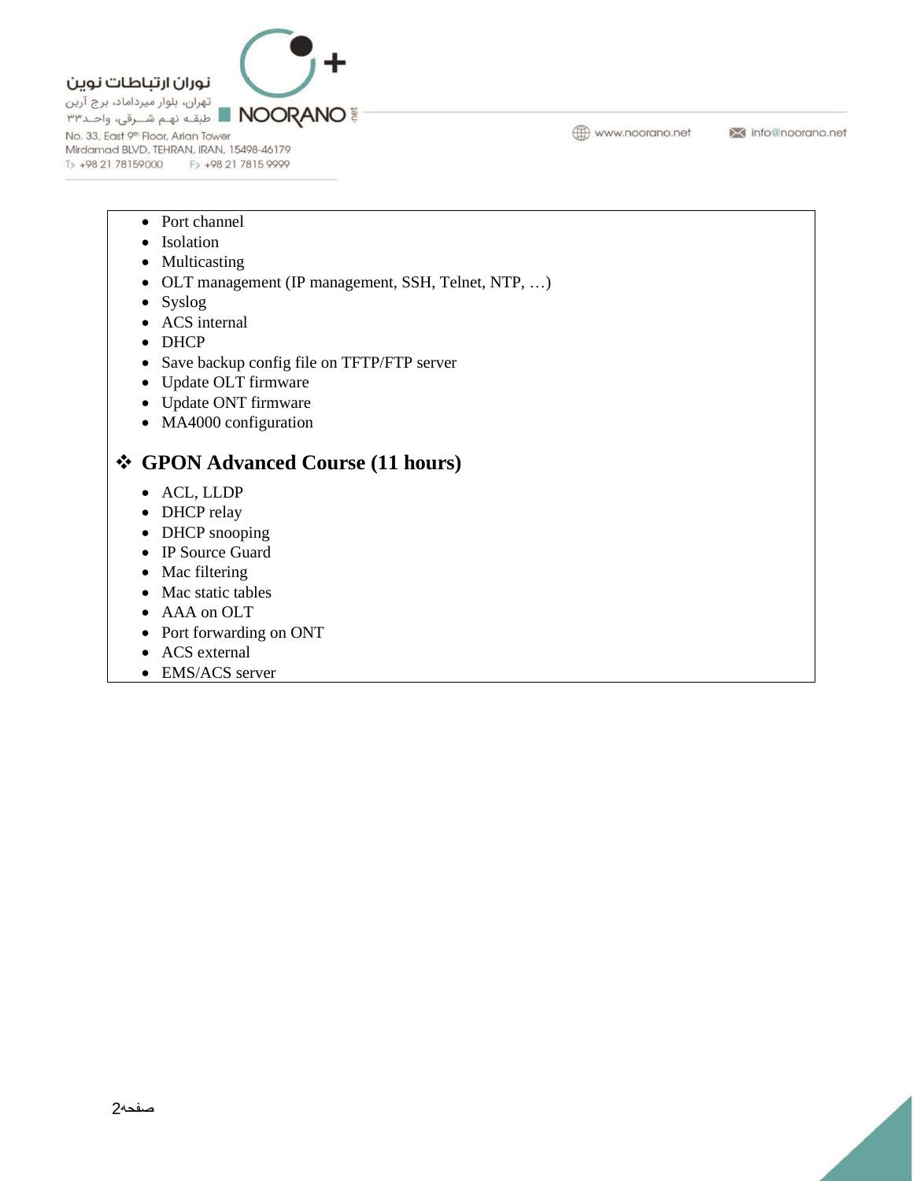- Port channel
- Isolation
- Multicasting
- OLT management (IP management, SSH, Telnet, NTP, …)
- Syslog
- ACS internal
- DHCP
- Save backup config file on TFTP/FTP server
- Update OLT firmware
- Update ONT firmware
- MA4000 configuration

## ❖ GPON Advanced Course (11 hours)

- ACL, LLDP
- DHCP relay
- DHCP snooping
- IP Source Guard
- Mac filtering
- Mac static tables
- AAA on OLT
- Port forwarding on ONT
- ACS external
- EMS/ACS server